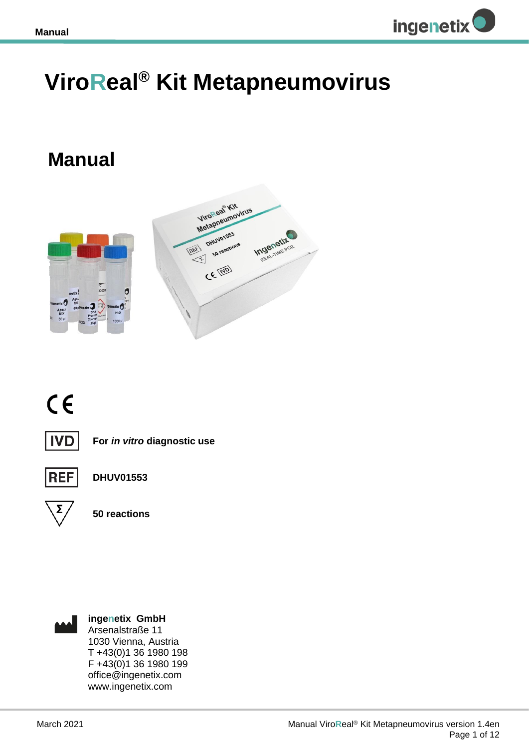# ViroReal® Kit Metapneumovirus

## Manual

CE

IVD **For *in vitro* diagnostic use**

REF **DHUV01553**

Σ **50 reactions**

**ingenetix GmbH**
Arsenalstraße 11
1030 Vienna, Austria
T +43(0)1 36 1980 198
F +43(0)1 36 1980 199
office@ingenetix.com
www.ingenetix.com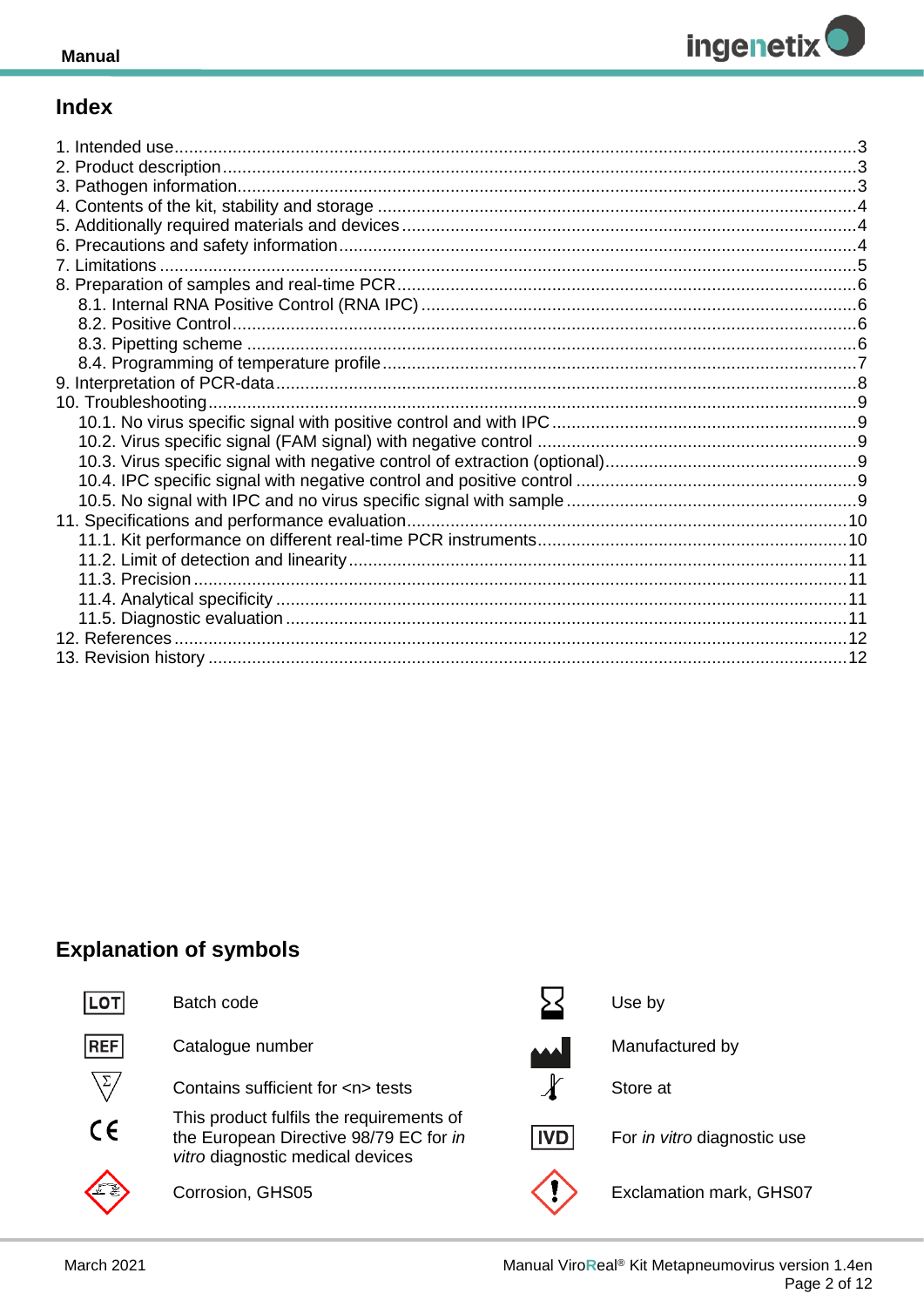# Index

1. Intended use ... 3
2. Product description ... 3
3. Pathogen information ... 3
4. Contents of the kit, stability and storage ... 4
5. Additionally required materials and devices ... 4
6. Precautions and safety information ... 4
7. Limitations ... 5
8. Preparation of samples and real-time PCR ... 6
   - 8.1. Internal RNA Positive Control (RNA IPC) ... 6
   - 8.2. Positive Control ... 6
   - 8.3. Pipetting scheme ... 6
   - 8.4. Programming of temperature profile ... 7
9. Interpretation of PCR-data ... 8
10. Troubleshooting ... 9
    - 10.1. No virus specific signal with positive control and with IPC ... 9
    - 10.2. Virus specific signal (FAM signal) with negative control ... 9
    - 10.3. Virus specific signal with negative control of extraction (optional) ... 9
    - 10.4. IPC specific signal with negative control and positive control ... 9
    - 10.5. No signal with IPC and no virus specific signal with sample ... 9
11. Specifications and performance evaluation ... 10
    - 11.1. Kit performance on different real-time PCR instruments ... 10
    - 11.2. Limit of detection and linearity ... 11
    - 11.3. Precision ... 11
    - 11.4. Analytical specificity ... 11
    - 11.5. Diagnostic evaluation ... 11
12. References ... 12
13. Revision history ... 12

## Explanation of symbols

| Symbol | Meaning | Symbol | Meaning |
|---|---|---|---|
| LOT | Batch code | | Use by |
| REF | Catalogue number | | Manufactured by |
| Σ | Contains sufficient for <n> tests | | Store at |
| CE | This product fulfils the requirements of the European Directive 98/79 EC for *in vitro* diagnostic medical devices | IVD | For *in vitro* diagnostic use |
| | Corrosion, GHS05 | | Exclamation mark, GHS07 |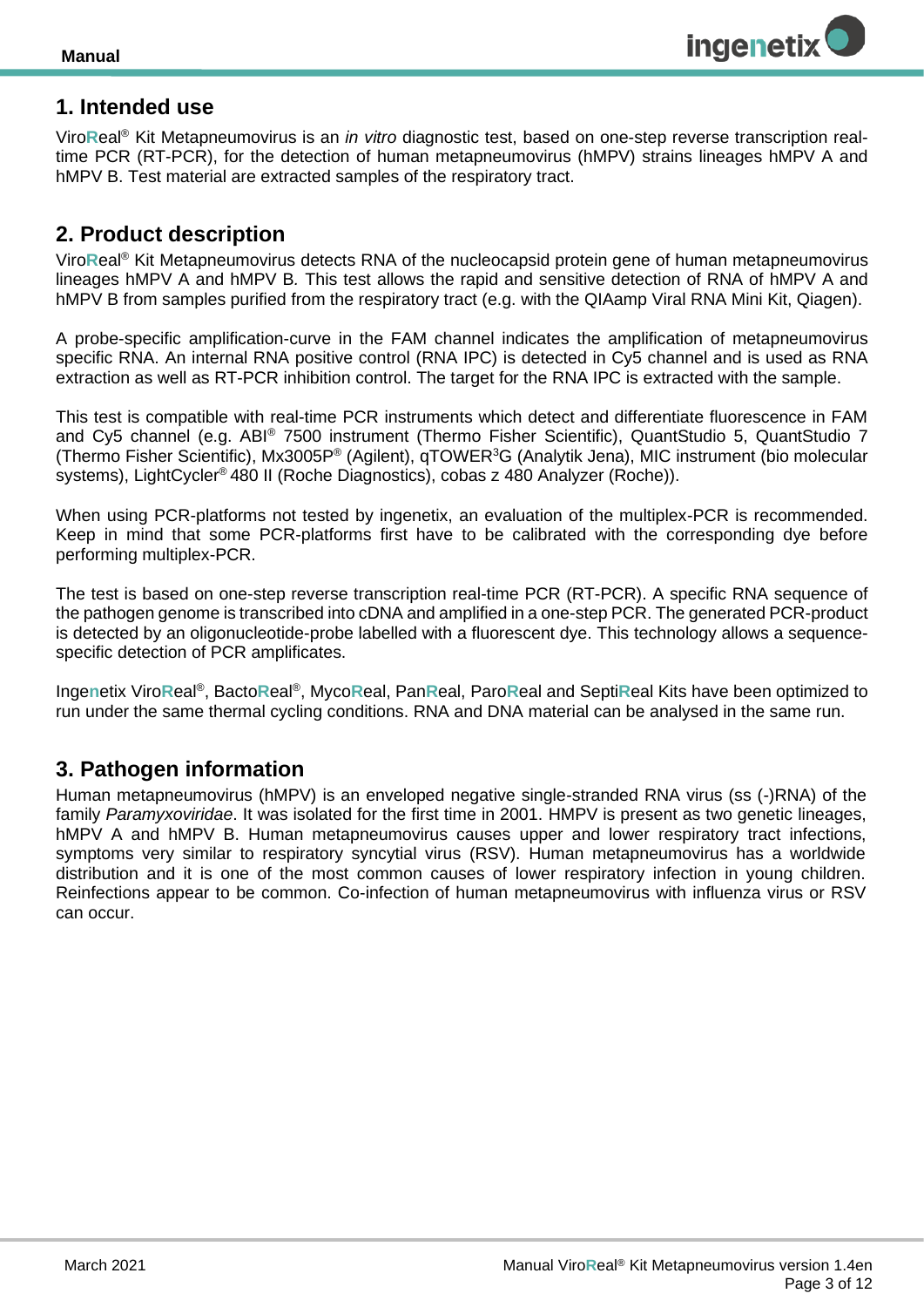## 1. Intended use

ViroReal® Kit Metapneumovirus is an *in vitro* diagnostic test, based on one-step reverse transcription real-time PCR (RT-PCR), for the detection of human metapneumovirus (hMPV) strains lineages hMPV A and hMPV B. Test material are extracted samples of the respiratory tract.

## 2. Product description

ViroReal® Kit Metapneumovirus detects RNA of the nucleocapsid protein gene of human metapneumovirus lineages hMPV A and hMPV B. This test allows the rapid and sensitive detection of RNA of hMPV A and hMPV B from samples purified from the respiratory tract (e.g. with the QIAamp Viral RNA Mini Kit, Qiagen).

A probe-specific amplification-curve in the FAM channel indicates the amplification of metapneumovirus specific RNA. An internal RNA positive control (RNA IPC) is detected in Cy5 channel and is used as RNA extraction as well as RT-PCR inhibition control. The target for the RNA IPC is extracted with the sample.

This test is compatible with real-time PCR instruments which detect and differentiate fluorescence in FAM and Cy5 channel (e.g. ABI® 7500 instrument (Thermo Fisher Scientific), QuantStudio 5, QuantStudio 7 (Thermo Fisher Scientific), Mx3005P® (Agilent), qTOWER³G (Analytik Jena), MIC instrument (bio molecular systems), LightCycler® 480 II (Roche Diagnostics), cobas z 480 Analyzer (Roche)).

When using PCR-platforms not tested by ingenetix, an evaluation of the multiplex-PCR is recommended. Keep in mind that some PCR-platforms first have to be calibrated with the corresponding dye before performing multiplex-PCR.

The test is based on one-step reverse transcription real-time PCR (RT-PCR). A specific RNA sequence of the pathogen genome is transcribed into cDNA and amplified in a one-step PCR. The generated PCR-product is detected by an oligonucleotide-probe labelled with a fluorescent dye. This technology allows a sequence-specific detection of PCR amplificates.

Ingenetix ViroReal®, BactoReal®, MycoReal, PanReal, ParoReal and SeptiReal Kits have been optimized to run under the same thermal cycling conditions. RNA and DNA material can be analysed in the same run.

## 3. Pathogen information

Human metapneumovirus (hMPV) is an enveloped negative single-stranded RNA virus (ss (-)RNA) of the family *Paramyxoviridae*. It was isolated for the first time in 2001. HMPV is present as two genetic lineages, hMPV A and hMPV B. Human metapneumovirus causes upper and lower respiratory tract infections, symptoms very similar to respiratory syncytial virus (RSV). Human metapneumovirus has a worldwide distribution and it is one of the most common causes of lower respiratory infection in young children. Reinfections appear to be common. Co-infection of human metapneumovirus with influenza virus or RSV can occur.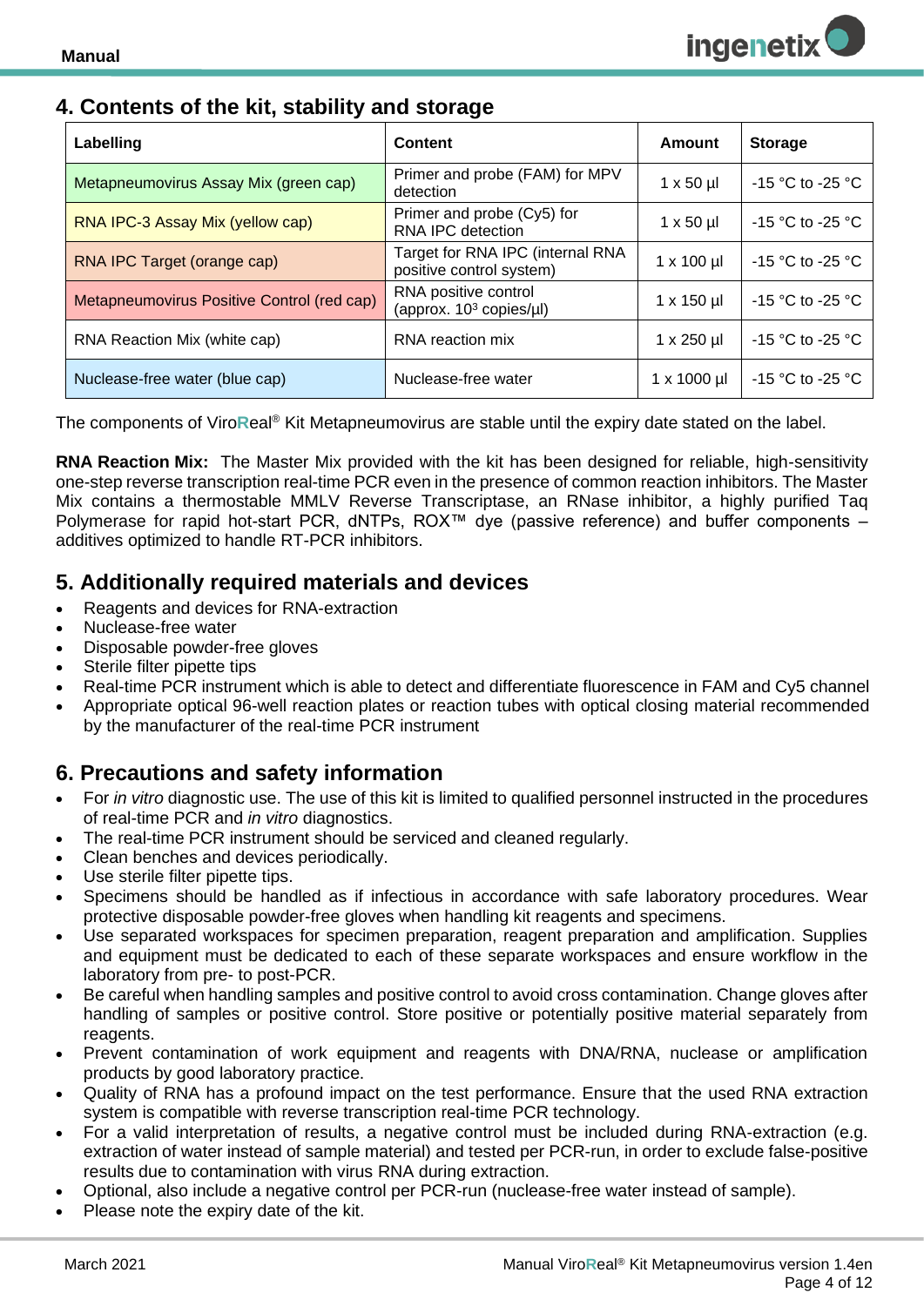## 4. Contents of the kit, stability and storage

| Labelling | Content | Amount | Storage |
|---|---|---|---|
| Metapneumovirus Assay Mix (green cap) | Primer and probe (FAM) for MPV detection | 1 x 50 µl | -15 °C to -25 °C |
| RNA IPC-3 Assay Mix (yellow cap) | Primer and probe (Cy5) for RNA IPC detection | 1 x 50 µl | -15 °C to -25 °C |
| RNA IPC Target (orange cap) | Target for RNA IPC (internal RNA positive control system) | 1 x 100 µl | -15 °C to -25 °C |
| Metapneumovirus Positive Control (red cap) | RNA positive control (approx. $10^3$ copies/µl) | 1 x 150 µl | -15 °C to -25 °C |
| RNA Reaction Mix (white cap) | RNA reaction mix | 1 x 250 µl | -15 °C to -25 °C |
| Nuclease-free water (blue cap) | Nuclease-free water | 1 x 1000 µl | -15 °C to -25 °C |

The components of ViroReal® Kit Metapneumovirus are stable until the expiry date stated on the label.

**RNA Reaction Mix:** The Master Mix provided with the kit has been designed for reliable, high-sensitivity one-step reverse transcription real-time PCR even in the presence of common reaction inhibitors. The Master Mix contains a thermostable MMLV Reverse Transcriptase, an RNase inhibitor, a highly purified Taq Polymerase for rapid hot-start PCR, dNTPs, ROX™ dye (passive reference) and buffer components – additives optimized to handle RT-PCR inhibitors.

## 5. Additionally required materials and devices

- Reagents and devices for RNA-extraction
- Nuclease-free water
- Disposable powder-free gloves
- Sterile filter pipette tips
- Real-time PCR instrument which is able to detect and differentiate fluorescence in FAM and Cy5 channel
- Appropriate optical 96-well reaction plates or reaction tubes with optical closing material recommended by the manufacturer of the real-time PCR instrument

## 6. Precautions and safety information

- For *in vitro* diagnostic use. The use of this kit is limited to qualified personnel instructed in the procedures of real-time PCR and *in vitro* diagnostics.
- The real-time PCR instrument should be serviced and cleaned regularly.
- Clean benches and devices periodically.
- Use sterile filter pipette tips.
- Specimens should be handled as if infectious in accordance with safe laboratory procedures. Wear protective disposable powder-free gloves when handling kit reagents and specimens.
- Use separated workspaces for specimen preparation, reagent preparation and amplification. Supplies and equipment must be dedicated to each of these separate workspaces and ensure workflow in the laboratory from pre- to post-PCR.
- Be careful when handling samples and positive control to avoid cross contamination. Change gloves after handling of samples or positive control. Store positive or potentially positive material separately from reagents.
- Prevent contamination of work equipment and reagents with DNA/RNA, nuclease or amplification products by good laboratory practice.
- Quality of RNA has a profound impact on the test performance. Ensure that the used RNA extraction system is compatible with reverse transcription real-time PCR technology.
- For a valid interpretation of results, a negative control must be included during RNA-extraction (e.g. extraction of water instead of sample material) and tested per PCR-run, in order to exclude false-positive results due to contamination with virus RNA during extraction.
- Optional, also include a negative control per PCR-run (nuclease-free water instead of sample).
- Please note the expiry date of the kit.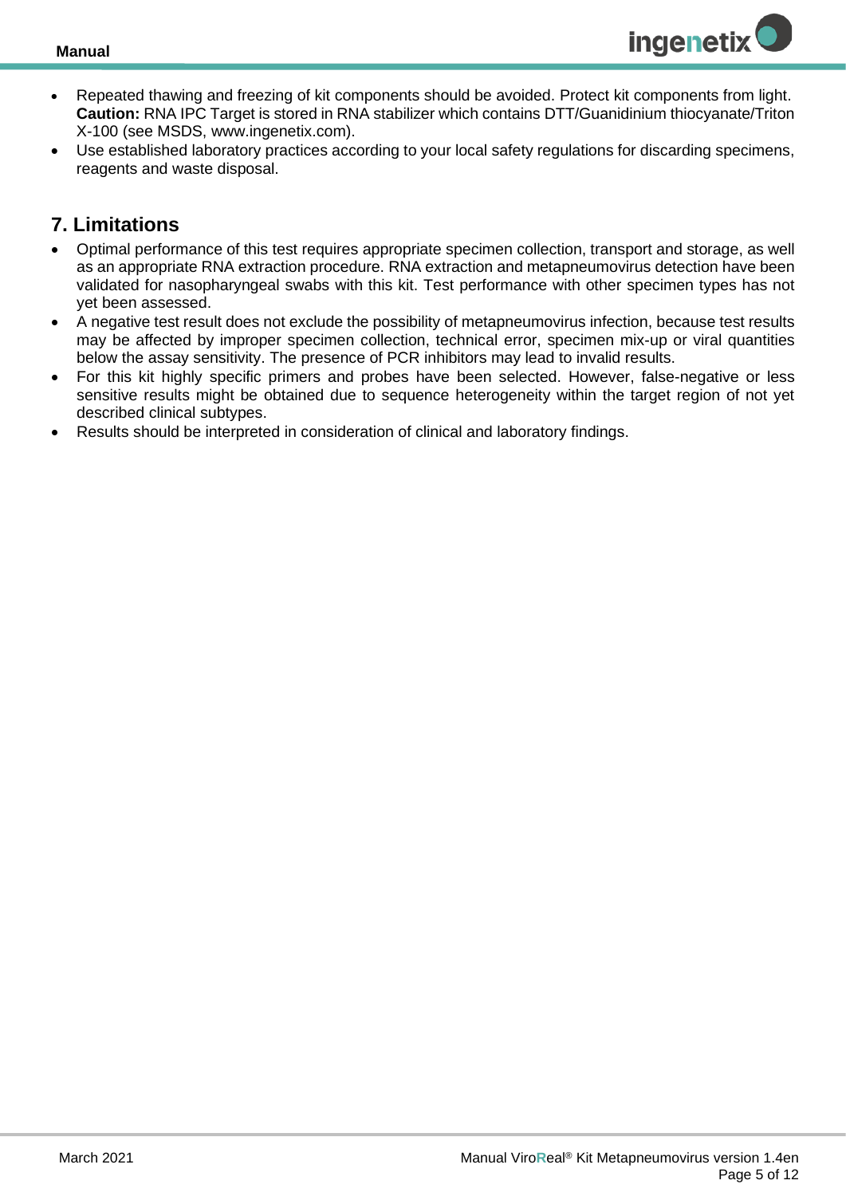- Repeated thawing and freezing of kit components should be avoided. Protect kit components from light. **Caution:** RNA IPC Target is stored in RNA stabilizer which contains DTT/Guanidinium thiocyanate/Triton X-100 (see MSDS, www.ingenetix.com).
- Use established laboratory practices according to your local safety regulations for discarding specimens, reagents and waste disposal.

## 7. Limitations

- Optimal performance of this test requires appropriate specimen collection, transport and storage, as well as an appropriate RNA extraction procedure. RNA extraction and metapneumovirus detection have been validated for nasopharyngeal swabs with this kit. Test performance with other specimen types has not yet been assessed.
- A negative test result does not exclude the possibility of metapneumovirus infection, because test results may be affected by improper specimen collection, technical error, specimen mix-up or viral quantities below the assay sensitivity. The presence of PCR inhibitors may lead to invalid results.
- For this kit highly specific primers and probes have been selected. However, false-negative or less sensitive results might be obtained due to sequence heterogeneity within the target region of not yet described clinical subtypes.
- Results should be interpreted in consideration of clinical and laboratory findings.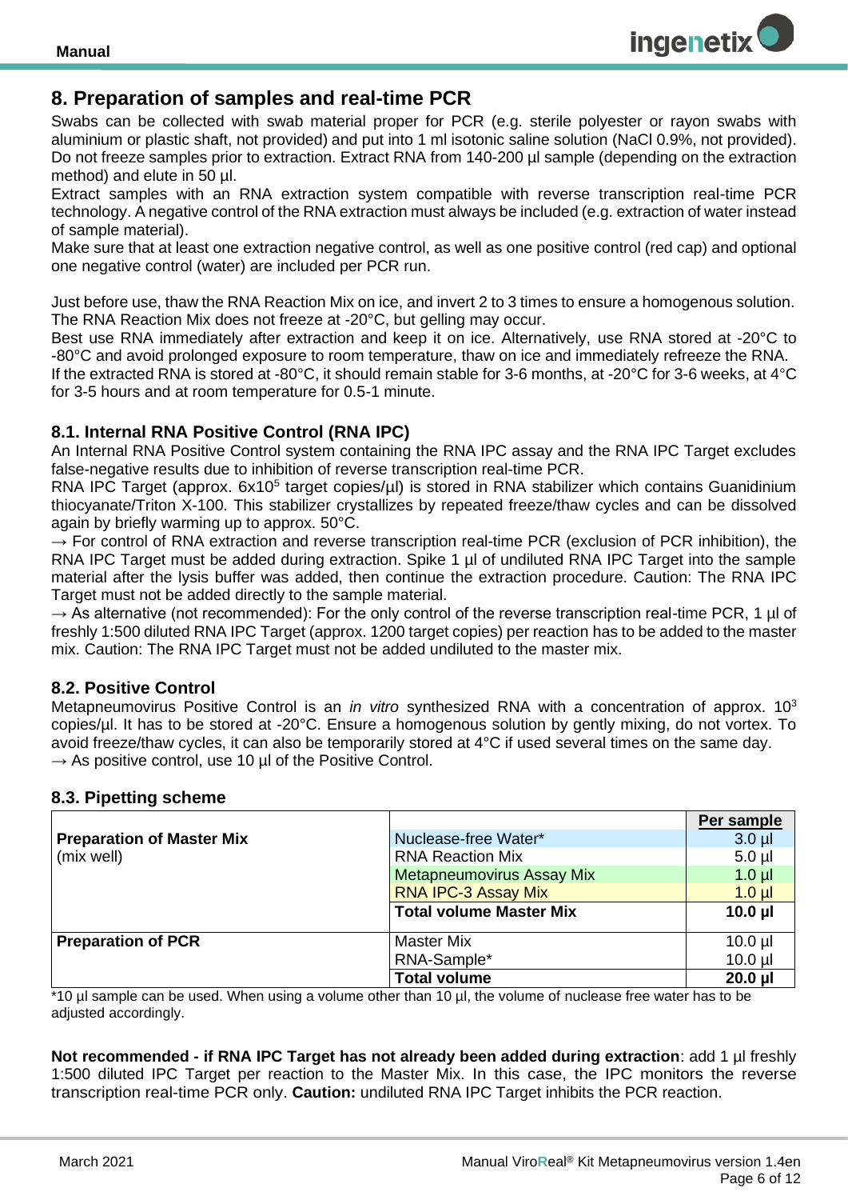## 8. Preparation of samples and real-time PCR

Swabs can be collected with swab material proper for PCR (e.g. sterile polyester or rayon swabs with aluminium or plastic shaft, not provided) and put into 1 ml isotonic saline solution (NaCl 0.9%, not provided). Do not freeze samples prior to extraction. Extract RNA from 140-200 µl sample (depending on the extraction method) and elute in 50 µl.

Extract samples with an RNA extraction system compatible with reverse transcription real-time PCR technology. A negative control of the RNA extraction must always be included (e.g. extraction of water instead of sample material).

Make sure that at least one extraction negative control, as well as one positive control (red cap) and optional one negative control (water) are included per PCR run.

Just before use, thaw the RNA Reaction Mix on ice, and invert 2 to 3 times to ensure a homogenous solution. The RNA Reaction Mix does not freeze at -20°C, but gelling may occur.

Best use RNA immediately after extraction and keep it on ice. Alternatively, use RNA stored at -20°C to -80°C and avoid prolonged exposure to room temperature, thaw on ice and immediately refreeze the RNA.

If the extracted RNA is stored at -80°C, it should remain stable for 3-6 months, at -20°C for 3-6 weeks, at 4°C for 3-5 hours and at room temperature for 0.5-1 minute.

### 8.1. Internal RNA Positive Control (RNA IPC)

An Internal RNA Positive Control system containing the RNA IPC assay and the RNA IPC Target excludes false-negative results due to inhibition of reverse transcription real-time PCR.

RNA IPC Target (approx. $6x10^5$ target copies/µl) is stored in RNA stabilizer which contains Guanidinium thiocyanate/Triton X-100. This stabilizer crystallizes by repeated freeze/thaw cycles and can be dissolved again by briefly warming up to approx. 50°C.

→ For control of RNA extraction and reverse transcription real-time PCR (exclusion of PCR inhibition), the RNA IPC Target must be added during extraction. Spike 1 µl of undiluted RNA IPC Target into the sample material after the lysis buffer was added, then continue the extraction procedure. Caution: The RNA IPC Target must not be added directly to the sample material.

→ As alternative (not recommended): For the only control of the reverse transcription real-time PCR, 1 µl of freshly 1:500 diluted RNA IPC Target (approx. 1200 target copies) per reaction has to be added to the master mix. Caution: The RNA IPC Target must not be added undiluted to the master mix.

### 8.2. Positive Control

Metapneumovirus Positive Control is an *in vitro* synthesized RNA with a concentration of approx. $10^3$ copies/µl. It has to be stored at -20°C. Ensure a homogenous solution by gently mixing, do not vortex. To avoid freeze/thaw cycles, it can also be temporarily stored at 4°C if used several times on the same day.

→ As positive control, use 10 µl of the Positive Control.

### 8.3. Pipetting scheme

| | | Per sample |
|---|---|---|
| **Preparation of Master Mix** (mix well) | Nuclease-free Water* | 3.0 µl |
| | RNA Reaction Mix | 5.0 µl |
| | Metapneumovirus Assay Mix | 1.0 µl |
| | RNA IPC-3 Assay Mix | 1.0 µl |
| | **Total volume Master Mix** | **10.0 µl** |
| **Preparation of PCR** | Master Mix | 10.0 µl |
| | RNA-Sample* | 10.0 µl |
| | **Total volume** | **20.0 µl** |

*10 µl sample can be used. When using a volume other than 10 µl, the volume of nuclease free water has to be adjusted accordingly.

**Not recommended - if RNA IPC Target has not already been added during extraction**: add 1 µl freshly 1:500 diluted IPC Target per reaction to the Master Mix. In this case, the IPC monitors the reverse transcription real-time PCR only. **Caution:** undiluted RNA IPC Target inhibits the PCR reaction.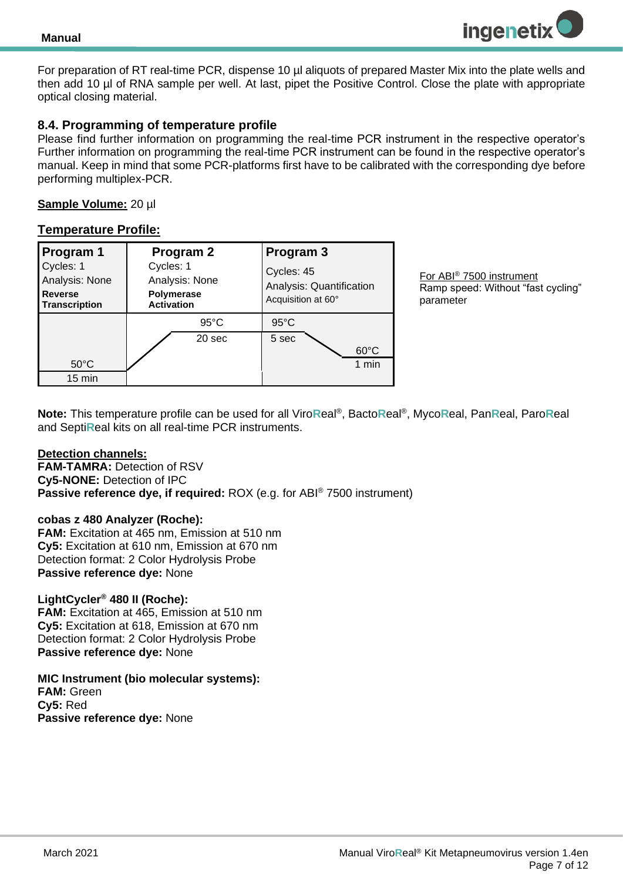For preparation of RT real-time PCR, dispense 10 µl aliquots of prepared Master Mix into the plate wells and then add 10 µl of RNA sample per well. At last, pipet the Positive Control. Close the plate with appropriate optical closing material.

## 8.4. Programming of temperature profile

Please find further information on programming the real-time PCR instrument in the respective operator's Further information on programming the real-time PCR instrument can be found in the respective operator's manual. Keep in mind that some PCR-platforms first have to be calibrated with the corresponding dye before performing multiplex-PCR.

**Sample Volume:** 20 µl

**Temperature Profile:**

| Program 1 | Program 2 | Program 3 |
|---|---|---|
| Cycles: 1<br>Analysis: None<br>**Reverse Transcription** | Cycles: 1<br>Analysis: None<br>**Polymerase Activation** | Cycles: 45<br>Analysis: Quantification<br>Acquisition at 60° |
| 50°C<br>15 min | 95°C<br>20 sec | 95°C<br>5 sec<br>60°C<br>1 min |

For ABI® 7500 instrument
Ramp speed: Without "fast cycling" parameter

**Note:** This temperature profile can be used for all ViroReal®, BactoReal®, MycoReal, PanReal, ParoReal and SeptiReal kits on all real-time PCR instruments.

**Detection channels:**
**FAM-TAMRA:** Detection of RSV
**Cy5-NONE:** Detection of IPC
**Passive reference dye, if required:** ROX (e.g. for ABI® 7500 instrument)

**cobas z 480 Analyzer (Roche):**
**FAM:** Excitation at 465 nm, Emission at 510 nm
**Cy5:** Excitation at 610 nm, Emission at 670 nm
Detection format: 2 Color Hydrolysis Probe
**Passive reference dye:** None

**LightCycler® 480 II (Roche):**
**FAM:** Excitation at 465, Emission at 510 nm
**Cy5:** Excitation at 618, Emission at 670 nm
Detection format: 2 Color Hydrolysis Probe
**Passive reference dye:** None

**MIC Instrument (bio molecular systems):**
**FAM:** Green
**Cy5:** Red
**Passive reference dye:** None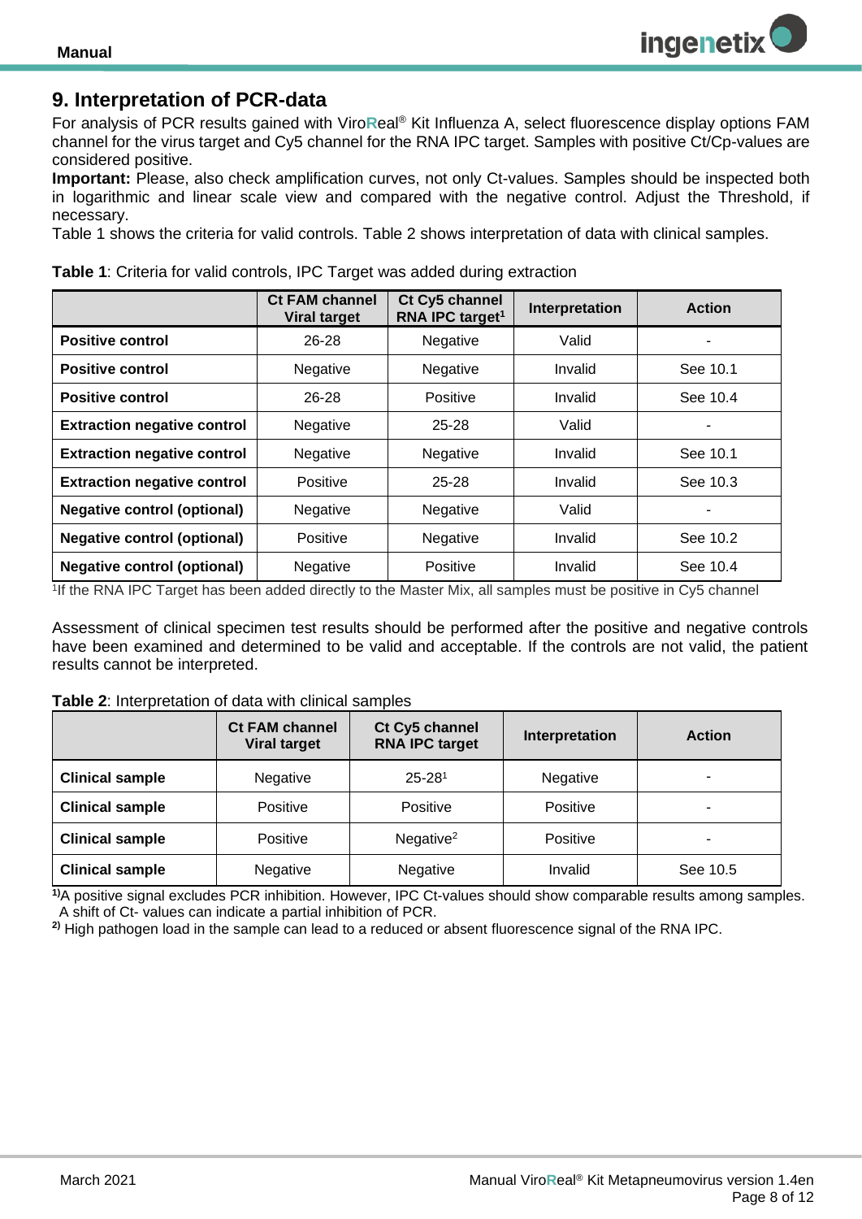## 9. Interpretation of PCR-data

For analysis of PCR results gained with ViroReal® Kit Influenza A, select fluorescence display options FAM channel for the virus target and Cy5 channel for the RNA IPC target. Samples with positive Ct/Cp-values are considered positive.

**Important:** Please, also check amplification curves, not only Ct-values. Samples should be inspected both in logarithmic and linear scale view and compared with the negative control. Adjust the Threshold, if necessary.

Table 1 shows the criteria for valid controls. Table 2 shows interpretation of data with clinical samples.

**Table 1**: Criteria for valid controls, IPC Target was added during extraction

| | Ct FAM channel Viral target | Ct Cy5 channel RNA IPC target[1] | Interpretation | Action |
|---|---|---|---|---|
| **Positive control** | 26-28 | Negative | Valid | - |
| **Positive control** | Negative | Negative | Invalid | See 10.1 |
| **Positive control** | 26-28 | Positive | Invalid | See 10.4 |
| **Extraction negative control** | Negative | 25-28 | Valid | - |
| **Extraction negative control** | Negative | Negative | Invalid | See 10.1 |
| **Extraction negative control** | Positive | 25-28 | Invalid | See 10.3 |
| **Negative control (optional)** | Negative | Negative | Valid | - |
| **Negative control (optional)** | Positive | Negative | Invalid | See 10.2 |
| **Negative control (optional)** | Negative | Positive | Invalid | See 10.4 |

[1]If the RNA IPC Target has been added directly to the Master Mix, all samples must be positive in Cy5 channel

Assessment of clinical specimen test results should be performed after the positive and negative controls have been examined and determined to be valid and acceptable. If the controls are not valid, the patient results cannot be interpreted.

**Table 2**: Interpretation of data with clinical samples

| | Ct FAM channel Viral target | Ct Cy5 channel RNA IPC target | Interpretation | Action |
|---|---|---|---|---|
| **Clinical sample** | Negative | 25-28[1] | Negative | - |
| **Clinical sample** | Positive | Positive | Positive | - |
| **Clinical sample** | Positive | Negative[2] | Positive | - |
| **Clinical sample** | Negative | Negative | Invalid | See 10.5 |

**1)**A positive signal excludes PCR inhibition. However, IPC Ct-values should show comparable results among samples. A shift of Ct- values can indicate a partial inhibition of PCR.

**2)** High pathogen load in the sample can lead to a reduced or absent fluorescence signal of the RNA IPC.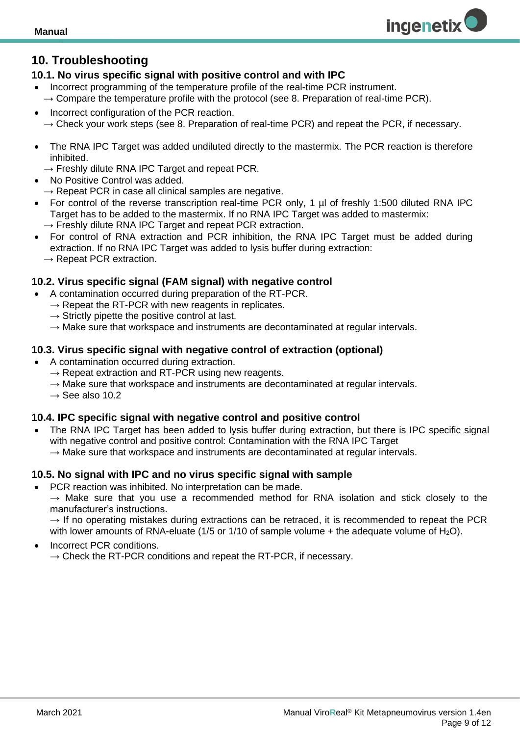## 10. Troubleshooting

### 10.1. No virus specific signal with positive control and with IPC

- Incorrect programming of the temperature profile of the real-time PCR instrument.
  → Compare the temperature profile with the protocol (see 8. Preparation of real-time PCR).
- Incorrect configuration of the PCR reaction.
  → Check your work steps (see 8. Preparation of real-time PCR) and repeat the PCR, if necessary.
- The RNA IPC Target was added undiluted directly to the mastermix. The PCR reaction is therefore inhibited.
  → Freshly dilute RNA IPC Target and repeat PCR.
- No Positive Control was added.
  → Repeat PCR in case all clinical samples are negative.
- For control of the reverse transcription real-time PCR only, 1 µl of freshly 1:500 diluted RNA IPC Target has to be added to the mastermix. If no RNA IPC Target was added to mastermix:
  → Freshly dilute RNA IPC Target and repeat PCR extraction.
- For control of RNA extraction and PCR inhibition, the RNA IPC Target must be added during extraction. If no RNA IPC Target was added to lysis buffer during extraction:
  → Repeat PCR extraction.

### 10.2. Virus specific signal (FAM signal) with negative control

- A contamination occurred during preparation of the RT-PCR.
  → Repeat the RT-PCR with new reagents in replicates.
  → Strictly pipette the positive control at last.
  → Make sure that workspace and instruments are decontaminated at regular intervals.

### 10.3. Virus specific signal with negative control of extraction (optional)

- A contamination occurred during extraction.
  → Repeat extraction and RT-PCR using new reagents.
  → Make sure that workspace and instruments are decontaminated at regular intervals.
  → See also 10.2

### 10.4. IPC specific signal with negative control and positive control

- The RNA IPC Target has been added to lysis buffer during extraction, but there is IPC specific signal with negative control and positive control: Contamination with the RNA IPC Target
  → Make sure that workspace and instruments are decontaminated at regular intervals.

### 10.5. No signal with IPC and no virus specific signal with sample

- PCR reaction was inhibited. No interpretation can be made.
  → Make sure that you use a recommended method for RNA isolation and stick closely to the manufacturer's instructions.
  → If no operating mistakes during extractions can be retraced, it is recommended to repeat the PCR with lower amounts of RNA-eluate (1/5 or 1/10 of sample volume + the adequate volume of $H_2O$).
- Incorrect PCR conditions.
  → Check the RT-PCR conditions and repeat the RT-PCR, if necessary.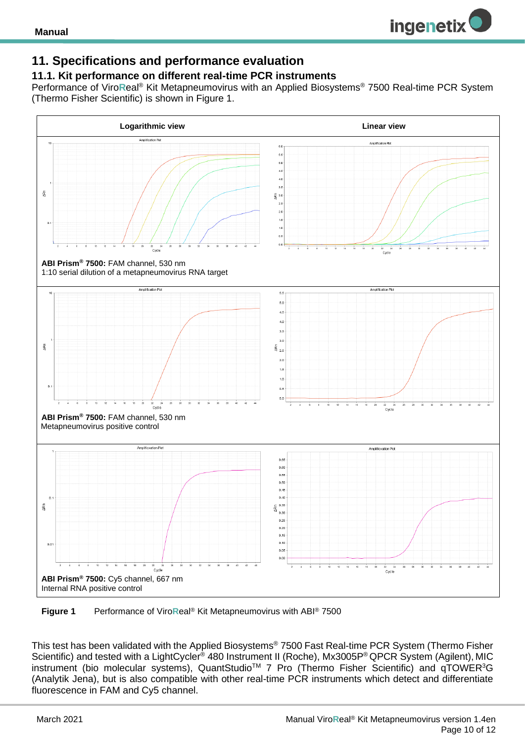## 11. Specifications and performance evaluation

### 11.1. Kit performance on different real-time PCR instruments

Performance of ViroReal® Kit Metapneumovirus with an Applied Biosystems® 7500 Real-time PCR System (Thermo Fisher Scientific) is shown in Figure 1.

| Logarithmic view | Linear view |
|---|---|
| **ABI Prism® 7500:** FAM channel, 530 nm<br>1:10 serial dilution of a metapneumovirus RNA target | |
| **ABI Prism® 7500:** FAM channel, 530 nm<br>Metapneumovirus positive control | |
| **ABI Prism® 7500:** Cy5 channel, 667 nm<br>Internal RNA positive control | |

**Figure 1** Performance of ViroReal® Kit Metapneumovirus with ABI® 7500

This test has been validated with the Applied Biosystems® 7500 Fast Real-time PCR System (Thermo Fisher Scientific) and tested with a LightCycler® 480 Instrument II (Roche), Mx3005P® QPCR System (Agilent), MIC instrument (bio molecular systems), QuantStudio™ 7 Pro (Thermo Fisher Scientific) and qTOWER³G (Analytik Jena), but is also compatible with other real-time PCR instruments which detect and differentiate fluorescence in FAM and Cy5 channel.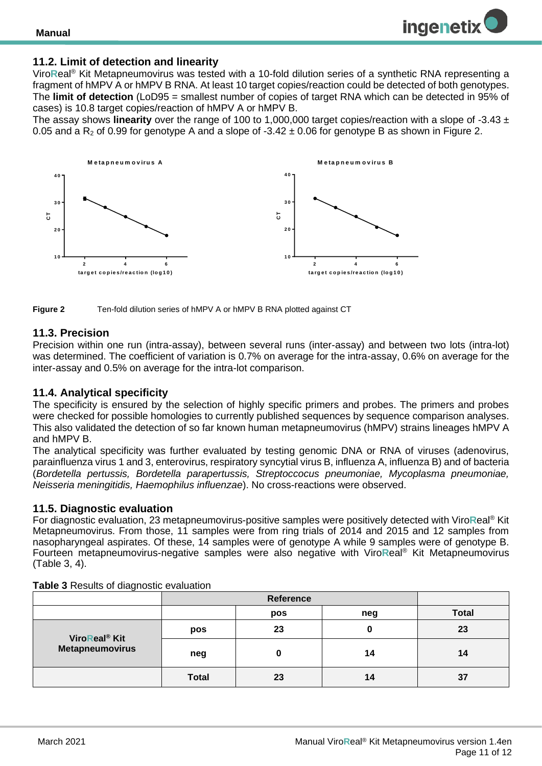## 11.2. Limit of detection and linearity

Viro**R**eal® Kit Metapneumovirus was tested with a 10-fold dilution series of a synthetic RNA representing a fragment of hMPV A or hMPV B RNA. At least 10 target copies/reaction could be detected of both genotypes. The **limit of detection** (LoD95 = smallest number of copies of target RNA which can be detected in 95% of cases) is 10.8 target copies/reaction of hMPV A or hMPV B.

The assay shows **linearity** over the range of 100 to 1,000,000 target copies/reaction with a slope of -3.43 ± 0.05 and a $R_2$ of 0.99 for genotype A and a slope of -3.42 ± 0.06 for genotype B as shown in Figure 2.

**Figure 2** Ten-fold dilution series of hMPV A or hMPV B RNA plotted against CT

## 11.3. Precision

Precision within one run (intra-assay), between several runs (inter-assay) and between two lots (intra-lot) was determined. The coefficient of variation is 0.7% on average for the intra-assay, 0.6% on average for the inter-assay and 0.5% on average for the intra-lot comparison.

## 11.4. Analytical specificity

The specificity is ensured by the selection of highly specific primers and probes. The primers and probes were checked for possible homologies to currently published sequences by sequence comparison analyses. This also validated the detection of so far known human metapneumovirus (hMPV) strains lineages hMPV A and hMPV B.

The analytical specificity was further evaluated by testing genomic DNA or RNA of viruses (adenovirus, parainfluenza virus 1 and 3, enterovirus, respiratory syncytial virus B, influenza A, influenza B) and of bacteria (*Bordetella pertussis, Bordetella parapertussis, Streptoccocus pneumoniae, Mycoplasma pneumoniae, Neisseria meningitidis, Haemophilus influenzae*). No cross-reactions were observed.

## 11.5. Diagnostic evaluation

For diagnostic evaluation, 23 metapneumovirus-positive samples were positively detected with Viro**R**eal® Kit Metapneumovirus. From those, 11 samples were from ring trials of 2014 and 2015 and 12 samples from nasopharyngeal aspirates. Of these, 14 samples were of genotype A while 9 samples were of genotype B. Fourteen metapneumovirus-negative samples were also negative with Viro**R**eal® Kit Metapneumovirus (Table 3, 4).

**Table 3** Results of diagnostic evaluation

| | | Reference | | |
|---|---|---|---|---|
| | | **pos** | **neg** | **Total** |
| **ViroReal® Kit Metapneumovirus** | **pos** | **23** | **0** | **23** |
| | **neg** | **0** | **14** | **14** |
| | **Total** | **23** | **14** | **37** |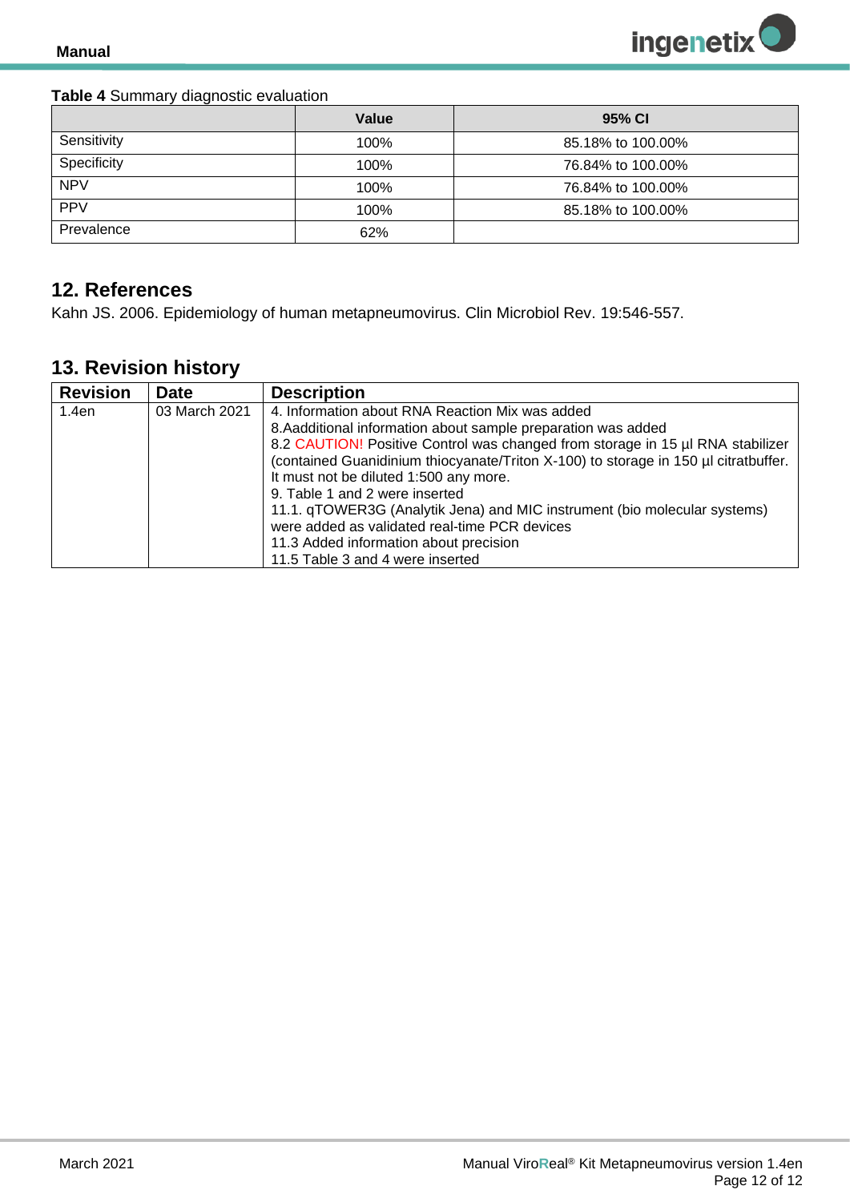**Table 4** Summary diagnostic evaluation

| | Value | 95% CI |
|---|---|---|
| Sensitivity | 100% | 85.18% to 100.00% |
| Specificity | 100% | 76.84% to 100.00% |
| NPV | 100% | 76.84% to 100.00% |
| PPV | 100% | 85.18% to 100.00% |
| Prevalence | 62% | |

## 12. References

Kahn JS. 2006. Epidemiology of human metapneumovirus. Clin Microbiol Rev. 19:546-557.

## 13. Revision history

| Revision | Date | Description |
|---|---|---|
| 1.4en | 03 March 2021 | 4. Information about RNA Reaction Mix was added<br>8.Aadditional information about sample preparation was added<br>8.2 CAUTION! Positive Control was changed from storage in 15 µl RNA stabilizer (contained Guanidinium thiocyanate/Triton X-100) to storage in 150 µl citratbuffer. It must not be diluted 1:500 any more.<br>9. Table 1 and 2 were inserted<br>11.1. qTOWER3G (Analytik Jena) and MIC instrument (bio molecular systems) were added as validated real-time PCR devices<br>11.3 Added information about precision<br>11.5 Table 3 and 4 were inserted |